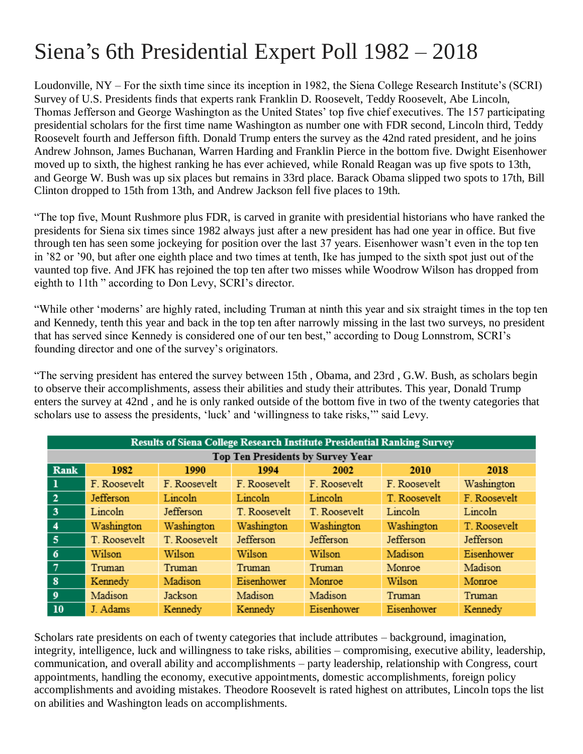# Siena's 6th Presidential Expert Poll 1982 – 2018

Loudonville, NY – For the sixth time since its inception in 1982, the Siena College Research Institute's (SCRI) Survey of U.S. Presidents finds that experts rank Franklin D. Roosevelt, Teddy Roosevelt, Abe Lincoln, Thomas Jefferson and George Washington as the United States' top five chief executives. The 157 participating presidential scholars for the first time name Washington as number one with FDR second, Lincoln third, Teddy Roosevelt fourth and Jefferson fifth. Donald Trump enters the survey as the 42nd rated president, and he joins Andrew Johnson, James Buchanan, Warren Harding and Franklin Pierce in the bottom five. Dwight Eisenhower moved up to sixth, the highest ranking he has ever achieved, while Ronald Reagan was up five spots to 13th, and George W. Bush was up six places but remains in 33rd place. Barack Obama slipped two spots to 17th, Bill Clinton dropped to 15th from 13th, and Andrew Jackson fell five places to 19th.

"The top five, Mount Rushmore plus FDR, is carved in granite with presidential historians who have ranked the presidents for Siena six times since 1982 always just after a new president has had one year in office. But five through ten has seen some jockeying for position over the last 37 years. Eisenhower wasn't even in the top ten in '82 or '90, but after one eighth place and two times at tenth, Ike has jumped to the sixth spot just out of the vaunted top five. And JFK has rejoined the top ten after two misses while Woodrow Wilson has dropped from eighth to 11th " according to Don Levy, SCRI's director.

"While other 'moderns' are highly rated, including Truman at ninth this year and six straight times in the top ten and Kennedy, tenth this year and back in the top ten after narrowly missing in the last two surveys, no president that has served since Kennedy is considered one of our ten best," according to Doug Lonnstrom, SCRI's founding director and one of the survey's originators.

"The serving president has entered the survey between 15th , Obama, and 23rd , G.W. Bush, as scholars begin to observe their accomplishments, assess their abilities and study their attributes. This year, Donald Trump enters the survey at 42nd , and he is only ranked outside of the bottom five in two of the twenty categories that scholars use to assess the presidents, 'luck' and 'willingness to take risks,'" said Levy.

**Results of Siena College Research Institute Presidential Ranking Survey**

**Top Ten Presidents by Survey Year**

| Rank | 1982 | 1990 | 1994 | 2002 | 2010 | 2018 |
|---|---|---|---|---|---|---|
| 1 | F. Roosevelt | F. Roosevelt | F. Roosevelt | F. Roosevelt | F. Roosevelt | Washington |
| 2 | Jefferson | Lincoln | Lincoln | Lincoln | T. Roosevelt | F. Roosevelt |
| 3 | Lincoln | Jefferson | T. Roosevelt | T. Roosevelt | Lincoln | Lincoln |
| 4 | Washington | Washington | Washington | Washington | Washington | T. Roosevelt |
| 5 | T. Roosevelt | T. Roosevelt | Jefferson | Jefferson | Jefferson | Jefferson |
| 6 | Wilson | Wilson | Wilson | Wilson | Madison | Eisenhower |
| 7 | Truman | Truman | Truman | Truman | Monroe | Madison |
| 8 | Kennedy | Madison | Eisenhower | Monroe | Wilson | Monroe |
| 9 | Madison | Jackson | Madison | Madison | Truman | Truman |
| 10 | J. Adams | Kennedy | Kennedy | Eisenhower | Eisenhower | Kennedy |

Scholars rate presidents on each of twenty categories that include attributes – background, imagination, integrity, intelligence, luck and willingness to take risks, abilities – compromising, executive ability, leadership, communication, and overall ability and accomplishments – party leadership, relationship with Congress, court appointments, handling the economy, executive appointments, domestic accomplishments, foreign policy accomplishments and avoiding mistakes. Theodore Roosevelt is rated highest on attributes, Lincoln tops the list on abilities and Washington leads on accomplishments.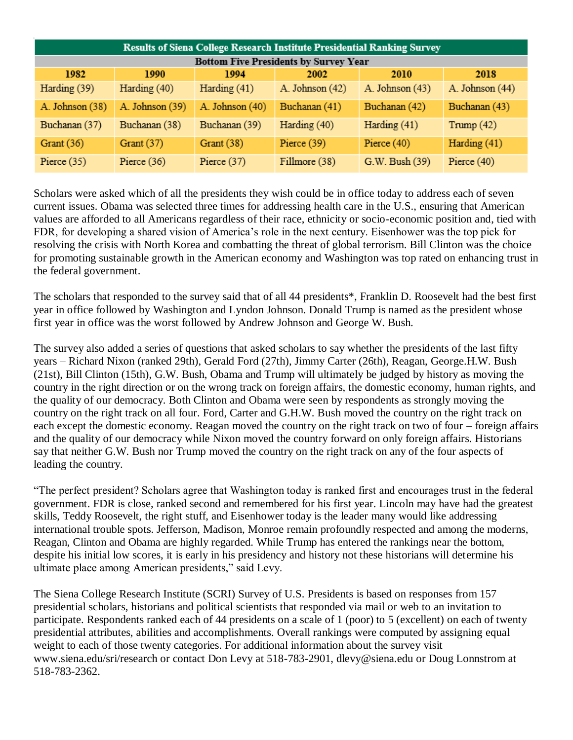| Results of Siena College Research Institute Presidential Ranking Survey | | | | | |
|---|---|---|---|---|---|
| Bottom Five Presidents by Survey Year | | | | | |
| 1982 | 1990 | 1994 | 2002 | 2010 | 2018 |
| Harding (39) | Harding (40) | Harding (41) | A. Johnson (42) | A. Johnson (43) | A. Johnson (44) |
| A. Johnson (38) | A. Johnson (39) | A. Johnson (40) | Buchanan (41) | Buchanan (42) | Buchanan (43) |
| Buchanan (37) | Buchanan (38) | Buchanan (39) | Harding (40) | Harding (41) | Trump (42) |
| Grant (36) | Grant (37) | Grant (38) | Pierce (39) | Pierce (40) | Harding (41) |
| Pierce (35) | Pierce (36) | Pierce (37) | Fillmore (38) | G.W. Bush (39) | Pierce (40) |

Scholars were asked which of all the presidents they wish could be in office today to address each of seven current issues. Obama was selected three times for addressing health care in the U.S., ensuring that American values are afforded to all Americans regardless of their race, ethnicity or socio-economic position and, tied with FDR, for developing a shared vision of America's role in the next century. Eisenhower was the top pick for resolving the crisis with North Korea and combatting the threat of global terrorism. Bill Clinton was the choice for promoting sustainable growth in the American economy and Washington was top rated on enhancing trust in the federal government.

The scholars that responded to the survey said that of all 44 presidents*, Franklin D. Roosevelt had the best first year in office followed by Washington and Lyndon Johnson. Donald Trump is named as the president whose first year in office was the worst followed by Andrew Johnson and George W. Bush.

The survey also added a series of questions that asked scholars to say whether the presidents of the last fifty years – Richard Nixon (ranked 29th), Gerald Ford (27th), Jimmy Carter (26th), Reagan, George.H.W. Bush (21st), Bill Clinton (15th), G.W. Bush, Obama and Trump will ultimately be judged by history as moving the country in the right direction or on the wrong track on foreign affairs, the domestic economy, human rights, and the quality of our democracy. Both Clinton and Obama were seen by respondents as strongly moving the country on the right track on all four. Ford, Carter and G.H.W. Bush moved the country on the right track on each except the domestic economy. Reagan moved the country on the right track on two of four – foreign affairs and the quality of our democracy while Nixon moved the country forward on only foreign affairs. Historians say that neither G.W. Bush nor Trump moved the country on the right track on any of the four aspects of leading the country.

"The perfect president? Scholars agree that Washington today is ranked first and encourages trust in the federal government. FDR is close, ranked second and remembered for his first year. Lincoln may have had the greatest skills, Teddy Roosevelt, the right stuff, and Eisenhower today is the leader many would like addressing international trouble spots. Jefferson, Madison, Monroe remain profoundly respected and among the moderns, Reagan, Clinton and Obama are highly regarded. While Trump has entered the rankings near the bottom, despite his initial low scores, it is early in his presidency and history not these historians will determine his ultimate place among American presidents," said Levy.

The Siena College Research Institute (SCRI) Survey of U.S. Presidents is based on responses from 157 presidential scholars, historians and political scientists that responded via mail or web to an invitation to participate. Respondents ranked each of 44 presidents on a scale of 1 (poor) to 5 (excellent) on each of twenty presidential attributes, abilities and accomplishments. Overall rankings were computed by assigning equal weight to each of those twenty categories. For additional information about the survey visit www.siena.edu/sri/research or contact Don Levy at 518-783-2901, dlevy@siena.edu or Doug Lonnstrom at 518-783-2362.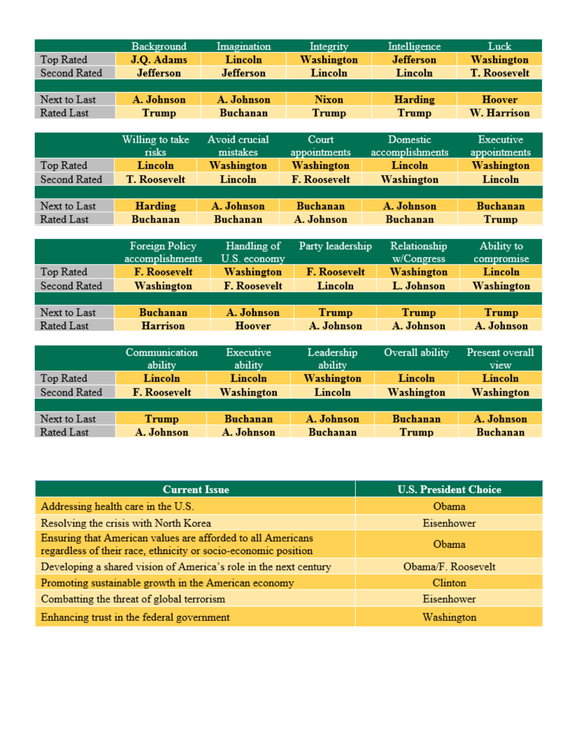| | Background | Imagination | Integrity | Intelligence | Luck |
|---|---|---|---|---|---|
| Top Rated | **J.Q. Adams** | **Lincoln** | **Washington** | **Jefferson** | **Washington** |
| Second Rated | **Jefferson** | **Jefferson** | **Lincoln** | **Lincoln** | **T. Roosevelt** |
| | | | | | |
| Next to Last | **A. Johnson** | **A. Johnson** | **Nixon** | **Harding** | **Hoover** |
| Rated Last | **Trump** | **Buchanan** | **Trump** | **Trump** | **W. Harrison** |

| | Willing to take risks | Avoid crucial mistakes | Court appointments | Domestic accomplishments | Executive appointments |
|---|---|---|---|---|---|
| Top Rated | **Lincoln** | **Washington** | **Washington** | **Lincoln** | **Washington** |
| Second Rated | **T. Roosevelt** | **Lincoln** | **F. Roosevelt** | **Washington** | **Lincoln** |
| | | | | | |
| Next to Last | **Harding** | **A. Johnson** | **Buchanan** | **A. Johnson** | **Buchanan** |
| Rated Last | **Buchanan** | **Buchanan** | **A. Johnson** | **Buchanan** | **Trump** |

| | Foreign Policy accomplishments | Handling of U.S. economy | Party leadership | Relationship w/Congress | Ability to compromise |
|---|---|---|---|---|---|
| Top Rated | **F. Roosevelt** | **Washington** | **F. Roosevelt** | **Washington** | **Lincoln** |
| Second Rated | **Washington** | **F. Roosevelt** | **Lincoln** | **L. Johnson** | **Washington** |
| | | | | | |
| Next to Last | **Buchanan** | **A. Johnson** | **Trump** | **Trump** | **Trump** |
| Rated Last | **Harrison** | **Hoover** | **A. Johnson** | **A. Johnson** | **A. Johnson** |

| | Communication ability | Executive ability | Leadership ability | Overall ability | Present overall view |
|---|---|---|---|---|---|
| Top Rated | **Lincoln** | **Lincoln** | **Washington** | **Lincoln** | **Lincoln** |
| Second Rated | **F. Roosevelt** | **Washington** | **Lincoln** | **Washington** | **Washington** |
| | | | | | |
| Next to Last | **Trump** | **Buchanan** | **A. Johnson** | **Buchanan** | **A. Johnson** |
| Rated Last | **A. Johnson** | **A. Johnson** | **Buchanan** | **Trump** | **Buchanan** |

| Current Issue | U.S. President Choice |
|---|---|
| Addressing health care in the U.S. | Obama |
| Resolving the crisis with North Korea | Eisenhower |
| Ensuring that American values are afforded to all Americans regardless of their race, ethnicity or socio-economic position | Obama |
| Developing a shared vision of America's role in the next century | Obama/F. Roosevelt |
| Promoting sustainable growth in the American economy | Clinton |
| Combatting the threat of global terrorism | Eisenhower |
| Enhancing trust in the federal government | Washington |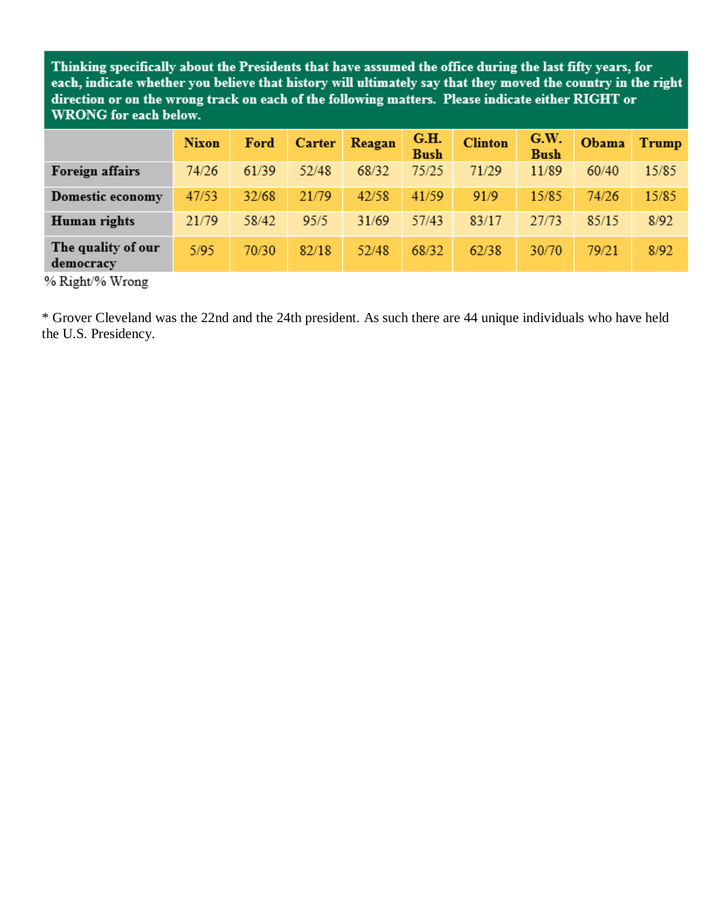**Thinking specifically about the Presidents that have assumed the office during the last fifty years, for each, indicate whether you believe that history will ultimately say that they moved the country in the right direction or on the wrong track on each of the following matters. Please indicate either RIGHT or WRONG for each below.**

| | Nixon | Ford | Carter | Reagan | G.H. Bush | Clinton | G.W. Bush | Obama | Trump |
|---|---|---|---|---|---|---|---|---|---|
| **Foreign affairs** | 74/26 | 61/39 | 52/48 | 68/32 | 75/25 | 71/29 | 11/89 | 60/40 | 15/85 |
| **Domestic economy** | 47/53 | 32/68 | 21/79 | 42/58 | 41/59 | 91/9 | 15/85 | 74/26 | 15/85 |
| **Human rights** | 21/79 | 58/42 | 95/5 | 31/69 | 57/43 | 83/17 | 27/73 | 85/15 | 8/92 |
| **The quality of our democracy** | 5/95 | 70/30 | 82/18 | 52/48 | 68/32 | 62/38 | 30/70 | 79/21 | 8/92 |

% Right/% Wrong

* Grover Cleveland was the 22nd and the 24th president. As such there are 44 unique individuals who have held the U.S. Presidency.